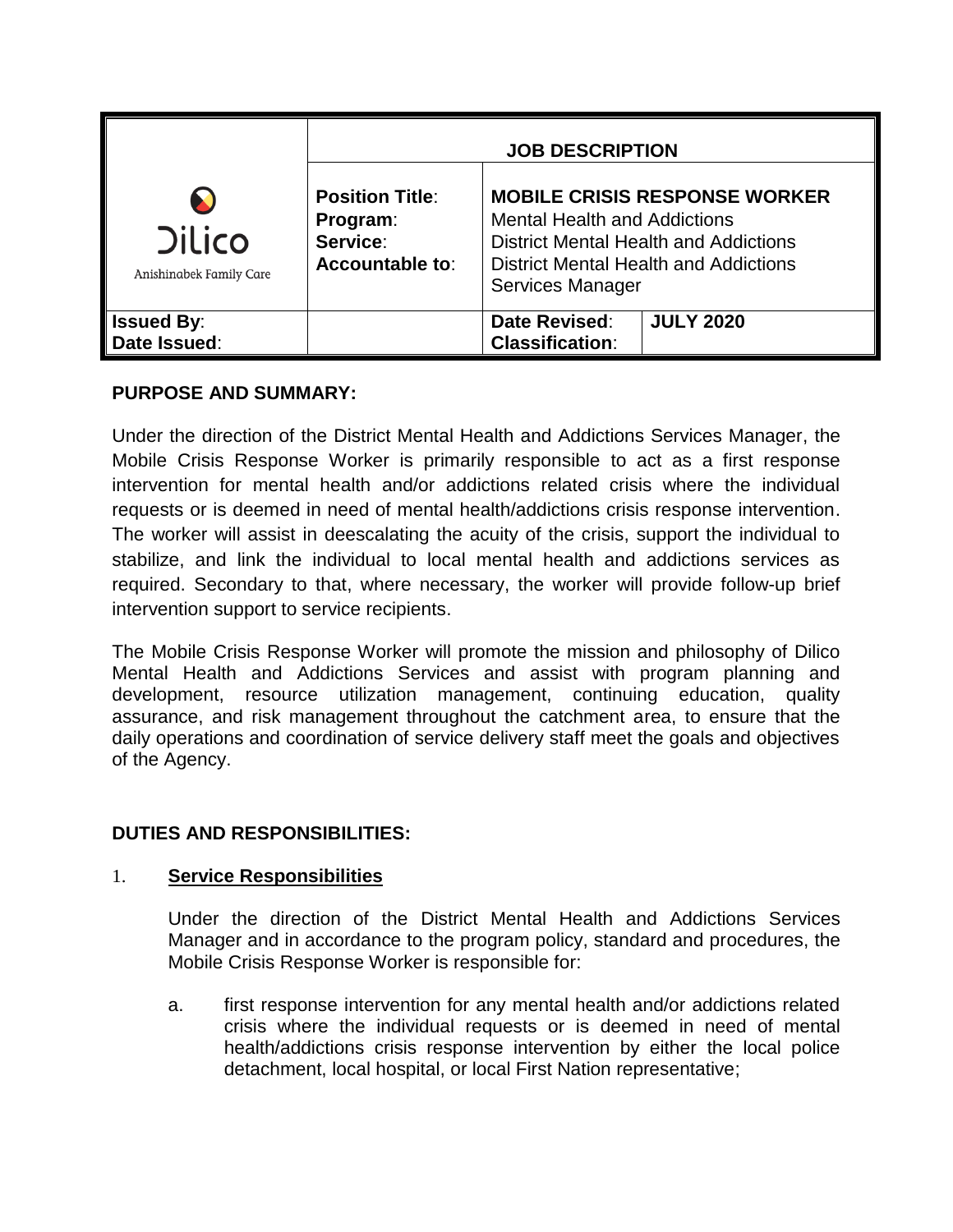| Dilico Anishinabek Family Care | JOB DESCRIPTION | | |
|---|---|---|---|
| | **Position Title**:<br>**Program**:<br>**Service**:<br>**Accountable to**: | **MOBILE CRISIS RESPONSE WORKER**<br>Mental Health and Addictions<br>District Mental Health and Addictions<br>District Mental Health and Addictions Services Manager | |
| **Issued By**:<br>**Date Issued**: | | **Date Revised**:<br>**Classification**: | **JULY 2020** |

## PURPOSE AND SUMMARY:

Under the direction of the District Mental Health and Addictions Services Manager, the Mobile Crisis Response Worker is primarily responsible to act as a first response intervention for mental health and/or addictions related crisis where the individual requests or is deemed in need of mental health/addictions crisis response intervention. The worker will assist in deescalating the acuity of the crisis, support the individual to stabilize, and link the individual to local mental health and addictions services as required. Secondary to that, where necessary, the worker will provide follow-up brief intervention support to service recipients.

The Mobile Crisis Response Worker will promote the mission and philosophy of Dilico Mental Health and Addictions Services and assist with program planning and development, resource utilization management, continuing education, quality assurance, and risk management throughout the catchment area, to ensure that the daily operations and coordination of service delivery staff meet the goals and objectives of the Agency.

## DUTIES AND RESPONSIBILITIES:

1. **Service Responsibilities**

   Under the direction of the District Mental Health and Addictions Services Manager and in accordance to the program policy, standard and procedures, the Mobile Crisis Response Worker is responsible for:

   a. first response intervention for any mental health and/or addictions related crisis where the individual requests or is deemed in need of mental health/addictions crisis response intervention by either the local police detachment, local hospital, or local First Nation representative;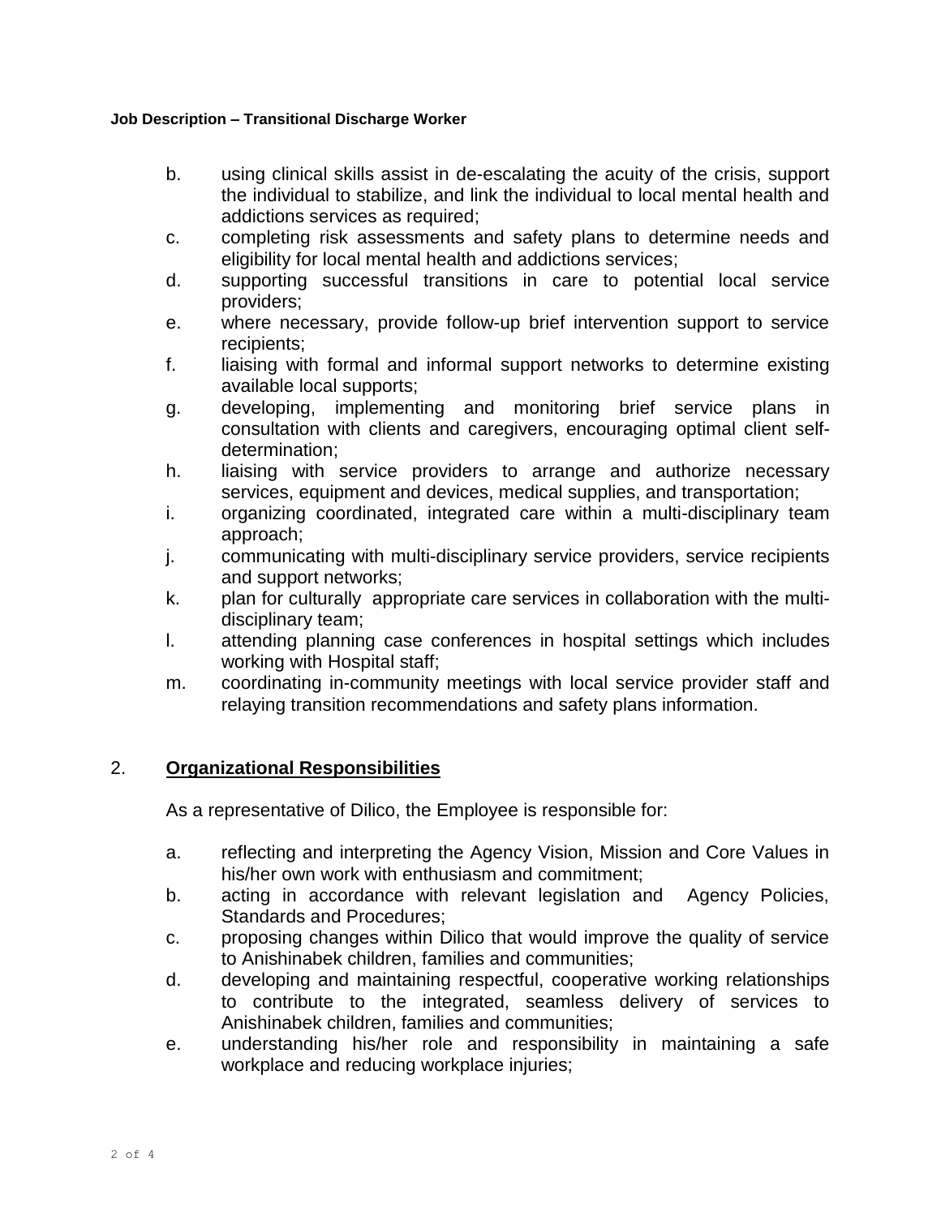b. using clinical skills assist in de-escalating the acuity of the crisis, support the individual to stabilize, and link the individual to local mental health and addictions services as required;
c. completing risk assessments and safety plans to determine needs and eligibility for local mental health and addictions services;
d. supporting successful transitions in care to potential local service providers;
e. where necessary, provide follow-up brief intervention support to service recipients;
f. liaising with formal and informal support networks to determine existing available local supports;
g. developing, implementing and monitoring brief service plans in consultation with clients and caregivers, encouraging optimal client self-determination;
h. liaising with service providers to arrange and authorize necessary services, equipment and devices, medical supplies, and transportation;
i. organizing coordinated, integrated care within a multi-disciplinary team approach;
j. communicating with multi-disciplinary service providers, service recipients and support networks;
k. plan for culturally appropriate care services in collaboration with the multi-disciplinary team;
l. attending planning case conferences in hospital settings which includes working with Hospital staff;
m. coordinating in-community meetings with local service provider staff and relaying transition recommendations and safety plans information.

## 2. Organizational Responsibilities

As a representative of Dilico, the Employee is responsible for:

a. reflecting and interpreting the Agency Vision, Mission and Core Values in his/her own work with enthusiasm and commitment;
b. acting in accordance with relevant legislation and Agency Policies, Standards and Procedures;
c. proposing changes within Dilico that would improve the quality of service to Anishinabek children, families and communities;
d. developing and maintaining respectful, cooperative working relationships to contribute to the integrated, seamless delivery of services to Anishinabek children, families and communities;
e. understanding his/her role and responsibility in maintaining a safe workplace and reducing workplace injuries;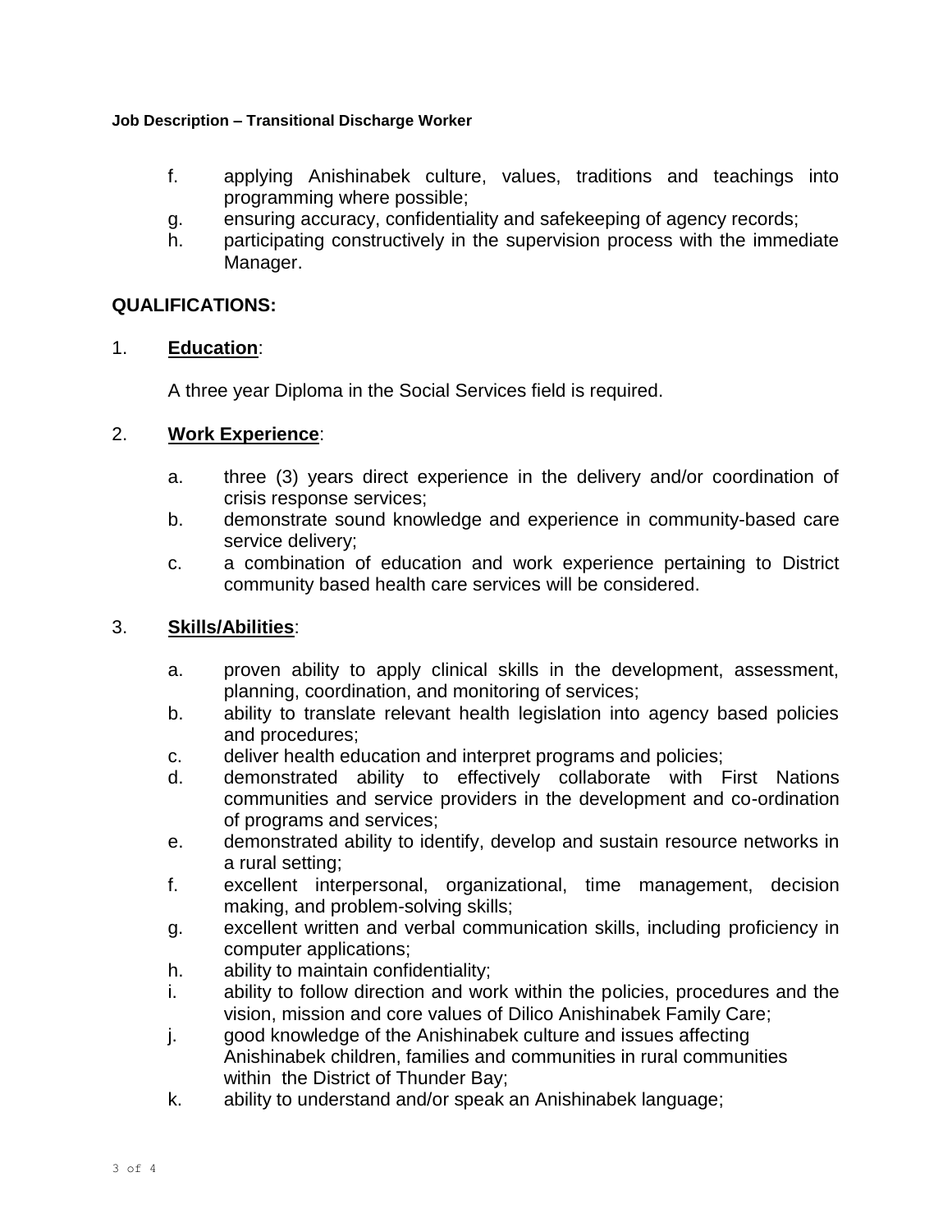f. applying Anishinabek culture, values, traditions and teachings into programming where possible;
g. ensuring accuracy, confidentiality and safekeeping of agency records;
h. participating constructively in the supervision process with the immediate Manager.

## QUALIFICATIONS:

1. **Education**:

   A three year Diploma in the Social Services field is required.

2. **Work Experience**:

   a. three (3) years direct experience in the delivery and/or coordination of crisis response services;
   b. demonstrate sound knowledge and experience in community-based care service delivery;
   c. a combination of education and work experience pertaining to District community based health care services will be considered.

3. **Skills/Abilities**:

   a. proven ability to apply clinical skills in the development, assessment, planning, coordination, and monitoring of services;
   b. ability to translate relevant health legislation into agency based policies and procedures;
   c. deliver health education and interpret programs and policies;
   d. demonstrated ability to effectively collaborate with First Nations communities and service providers in the development and co-ordination of programs and services;
   e. demonstrated ability to identify, develop and sustain resource networks in a rural setting;
   f. excellent interpersonal, organizational, time management, decision making, and problem-solving skills;
   g. excellent written and verbal communication skills, including proficiency in computer applications;
   h. ability to maintain confidentiality;
   i. ability to follow direction and work within the policies, procedures and the vision, mission and core values of Dilico Anishinabek Family Care;
   j. good knowledge of the Anishinabek culture and issues affecting Anishinabek children, families and communities in rural communities within the District of Thunder Bay;
   k. ability to understand and/or speak an Anishinabek language;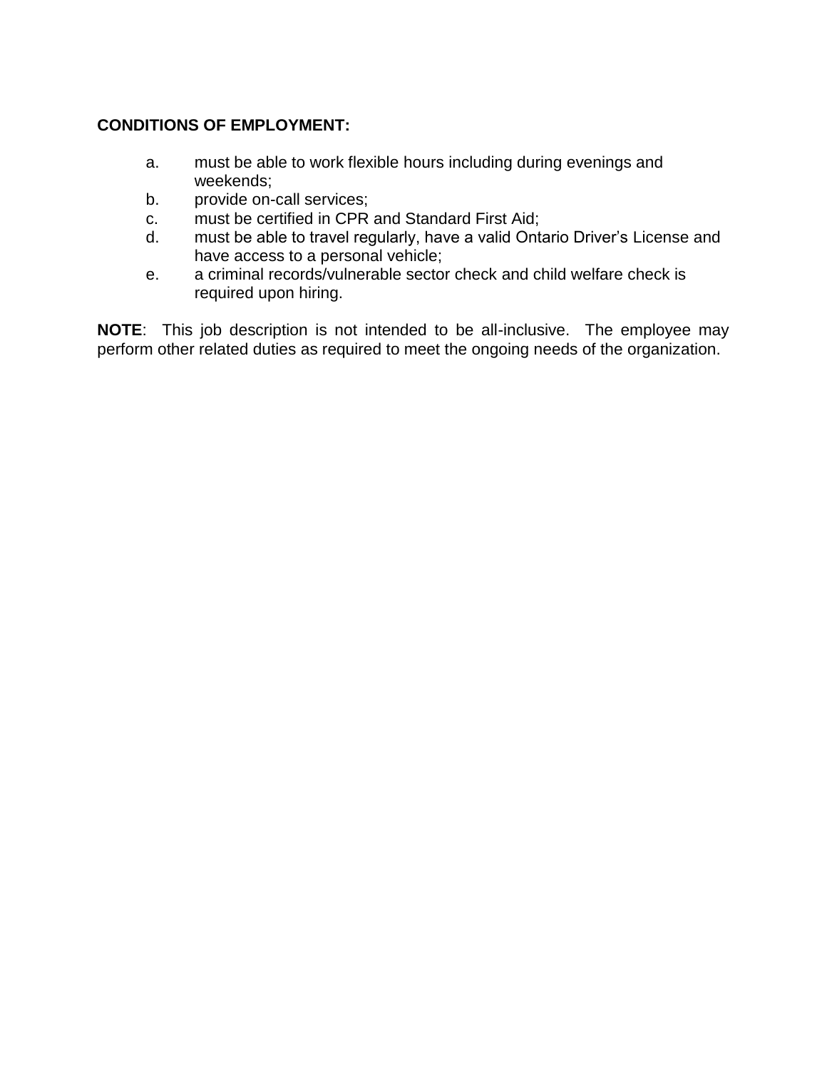**CONDITIONS OF EMPLOYMENT:**

a. must be able to work flexible hours including during evenings and weekends;
b. provide on-call services;
c. must be certified in CPR and Standard First Aid;
d. must be able to travel regularly, have a valid Ontario Driver's License and have access to a personal vehicle;
e. a criminal records/vulnerable sector check and child welfare check is required upon hiring.

**NOTE**: This job description is not intended to be all-inclusive. The employee may perform other related duties as required to meet the ongoing needs of the organization.